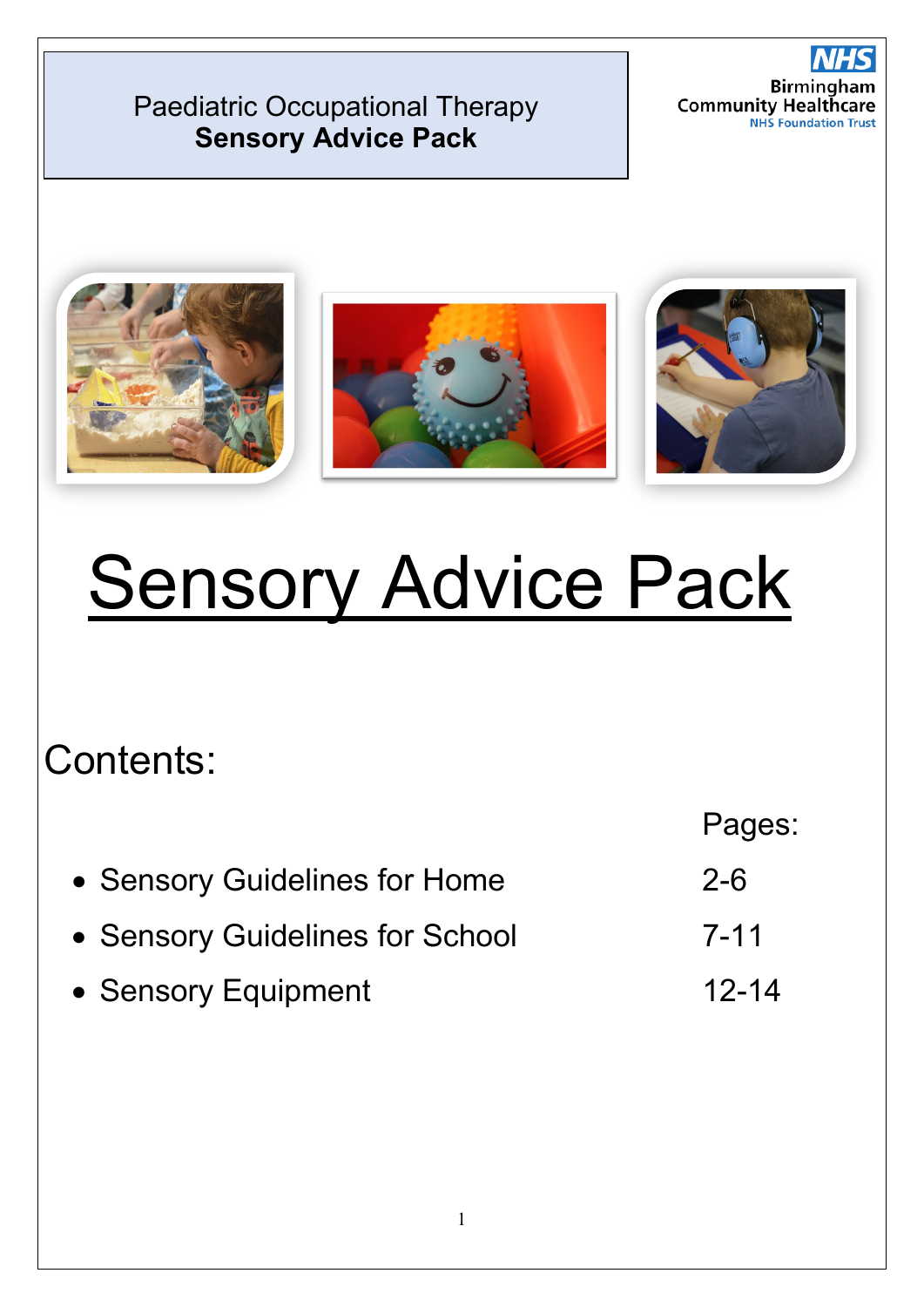Paediatric Occupational Therapy
**Sensory Advice Pack**

NHS
Birmingham
Community Healthcare
NHS Foundation Trust

# Sensory Advice Pack

## Contents:

| | Pages: |
|---|---|
| • Sensory Guidelines for Home | 2-6 |
| • Sensory Guidelines for School | 7-11 |
| • Sensory Equipment | 12-14 |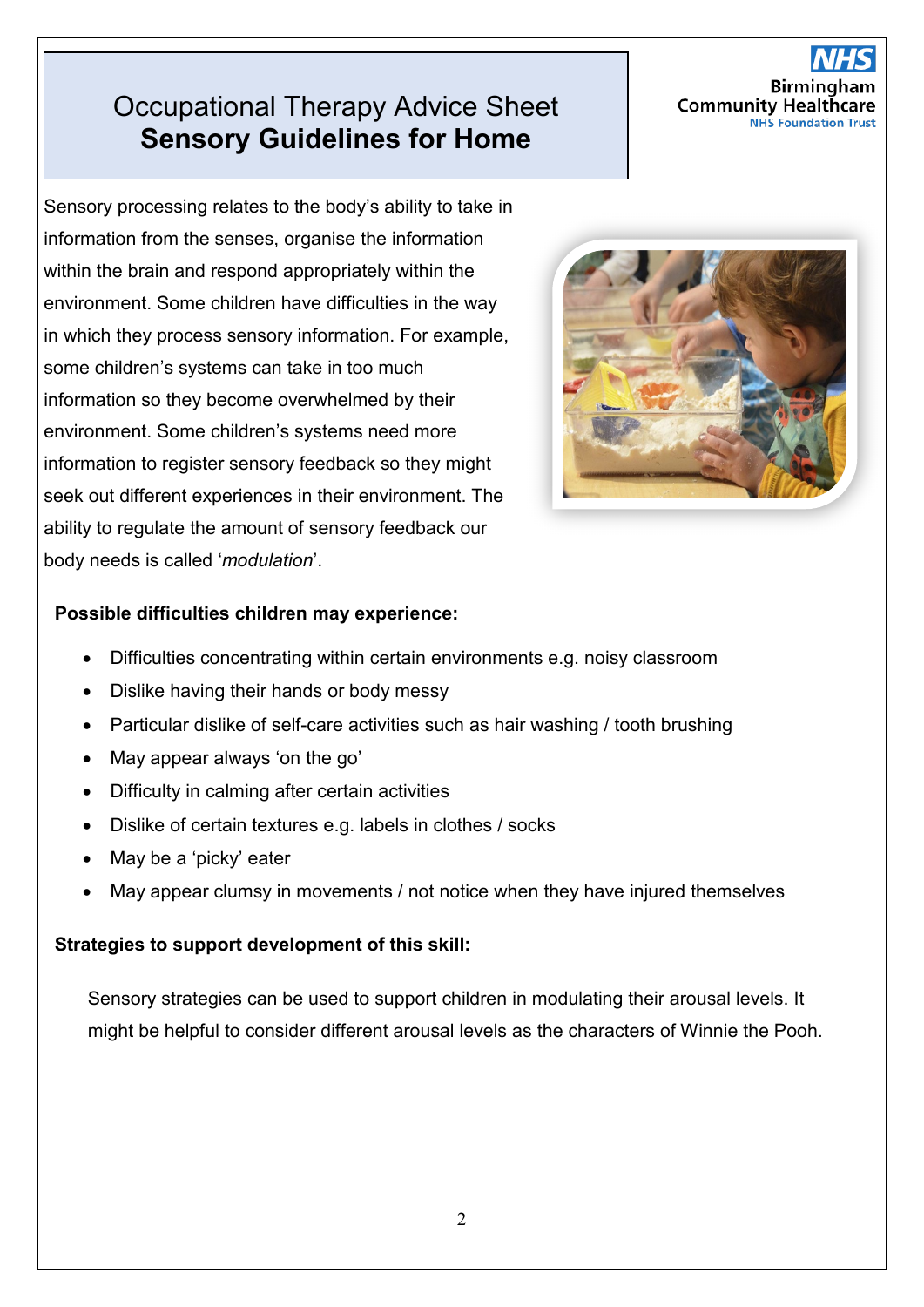# Occupational Therapy Advice Sheet
## **Sensory Guidelines for Home**

Birmingham Community Healthcare NHS Foundation Trust

Sensory processing relates to the body's ability to take in information from the senses, organise the information within the brain and respond appropriately within the environment. Some children have difficulties in the way in which they process sensory information. For example, some children's systems can take in too much information so they become overwhelmed by their environment. Some children's systems need more information to register sensory feedback so they might seek out different experiences in their environment. The ability to regulate the amount of sensory feedback our body needs is called '*modulation*'.

**Possible difficulties children may experience:**

- Difficulties concentrating within certain environments e.g. noisy classroom
- Dislike having their hands or body messy
- Particular dislike of self-care activities such as hair washing / tooth brushing
- May appear always 'on the go'
- Difficulty in calming after certain activities
- Dislike of certain textures e.g. labels in clothes / socks
- May be a 'picky' eater
- May appear clumsy in movements / not notice when they have injured themselves

**Strategies to support development of this skill:**

Sensory strategies can be used to support children in modulating their arousal levels. It might be helpful to consider different arousal levels as the characters of Winnie the Pooh.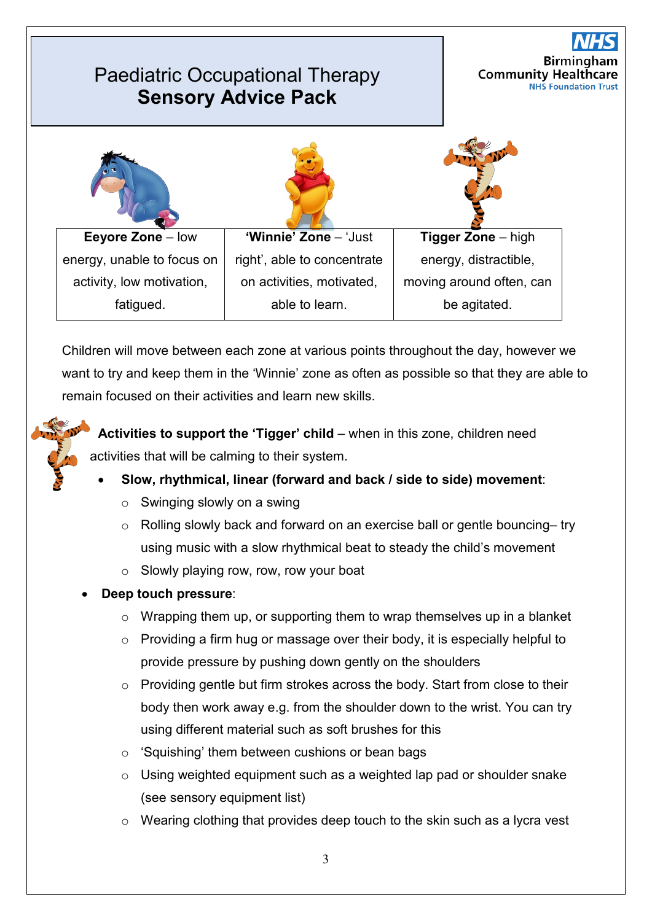# Paediatric Occupational Therapy
## **Sensory Advice Pack**

Birmingham Community Healthcare NHS Foundation Trust

| | | |
|---|---|---|
| **Eeyore Zone** – low energy, unable to focus on activity, low motivation, fatigued. | **'Winnie' Zone** – 'Just right', able to concentrate on activities, motivated, able to learn. | **Tigger Zone** – high energy, distractible, moving around often, can be agitated. |

Children will move between each zone at various points throughout the day, however we want to try and keep them in the 'Winnie' zone as often as possible so that they are able to remain focused on their activities and learn new skills.

**Activities to support the 'Tigger' child** – when in this zone, children need activities that will be calming to their system.

- **Slow, rhythmical, linear (forward and back / side to side) movement**:
  - Swinging slowly on a swing
  - Rolling slowly back and forward on an exercise ball or gentle bouncing– try using music with a slow rhythmical beat to steady the child's movement
  - Slowly playing row, row, row your boat
- **Deep touch pressure**:
  - Wrapping them up, or supporting them to wrap themselves up in a blanket
  - Providing a firm hug or massage over their body, it is especially helpful to provide pressure by pushing down gently on the shoulders
  - Providing gentle but firm strokes across the body. Start from close to their body then work away e.g. from the shoulder down to the wrist. You can try using different material such as soft brushes for this
  - 'Squishing' them between cushions or bean bags
  - Using weighted equipment such as a weighted lap pad or shoulder snake (see sensory equipment list)
  - Wearing clothing that provides deep touch to the skin such as a lycra vest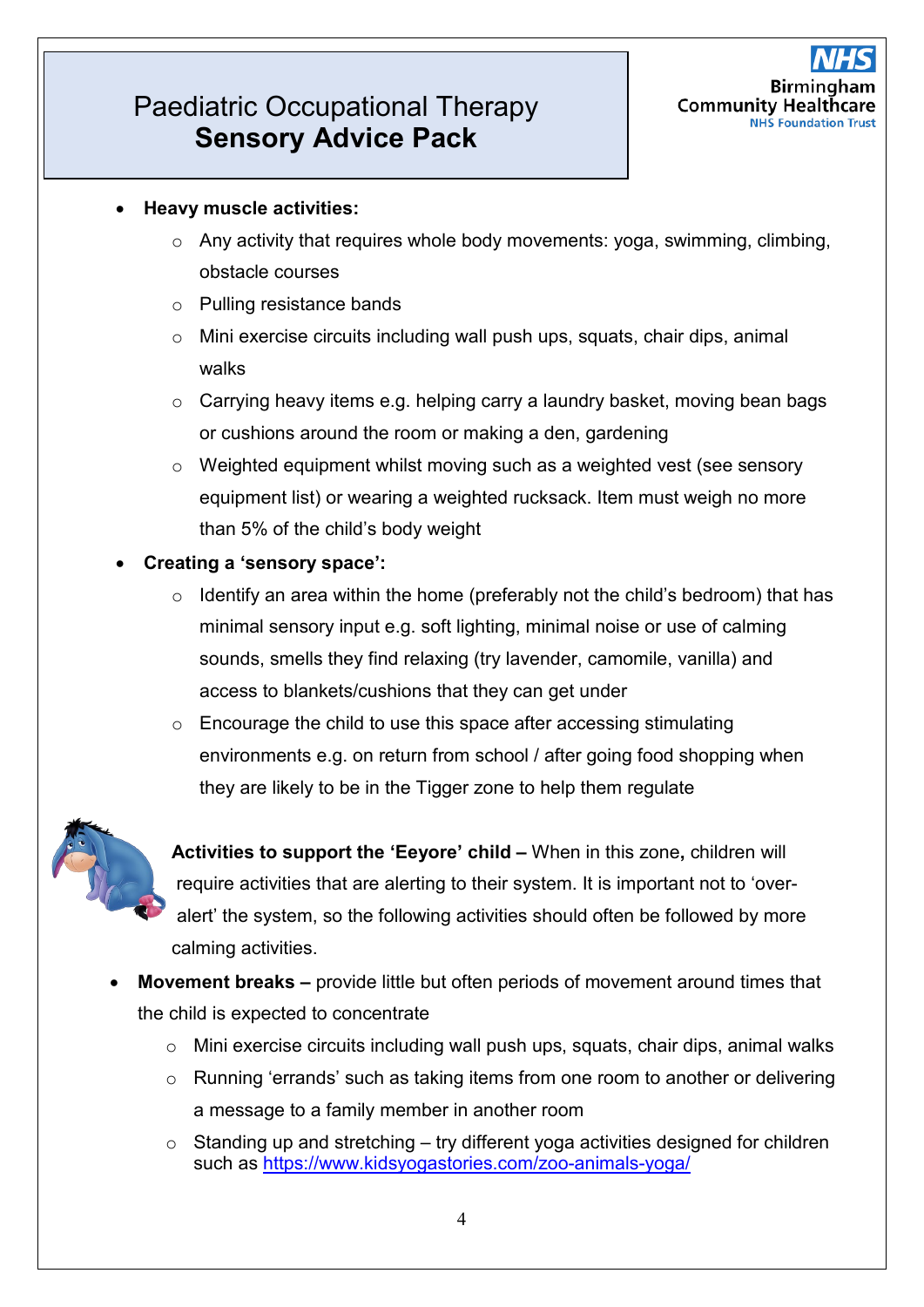- **Heavy muscle activities:**
  - Any activity that requires whole body movements: yoga, swimming, climbing, obstacle courses
  - Pulling resistance bands
  - Mini exercise circuits including wall push ups, squats, chair dips, animal walks
  - Carrying heavy items e.g. helping carry a laundry basket, moving bean bags or cushions around the room or making a den, gardening
  - Weighted equipment whilst moving such as a weighted vest (see sensory equipment list) or wearing a weighted rucksack. Item must weigh no more than 5% of the child's body weight
- **Creating a 'sensory space':**
  - Identify an area within the home (preferably not the child's bedroom) that has minimal sensory input e.g. soft lighting, minimal noise or use of calming sounds, smells they find relaxing (try lavender, camomile, vanilla) and access to blankets/cushions that they can get under
  - Encourage the child to use this space after accessing stimulating environments e.g. on return from school / after going food shopping when they are likely to be in the Tigger zone to help them regulate

**Activities to support the 'Eeyore' child –** When in this zone**,** children will require activities that are alerting to their system. It is important not to 'over-alert' the system, so the following activities should often be followed by more calming activities.

- **Movement breaks –** provide little but often periods of movement around times that the child is expected to concentrate
  - Mini exercise circuits including wall push ups, squats, chair dips, animal walks
  - Running 'errands' such as taking items from one room to another or delivering a message to a family member in another room
  - Standing up and stretching – try different yoga activities designed for children such as https://www.kidsyogastories.com/zoo-animals-yoga/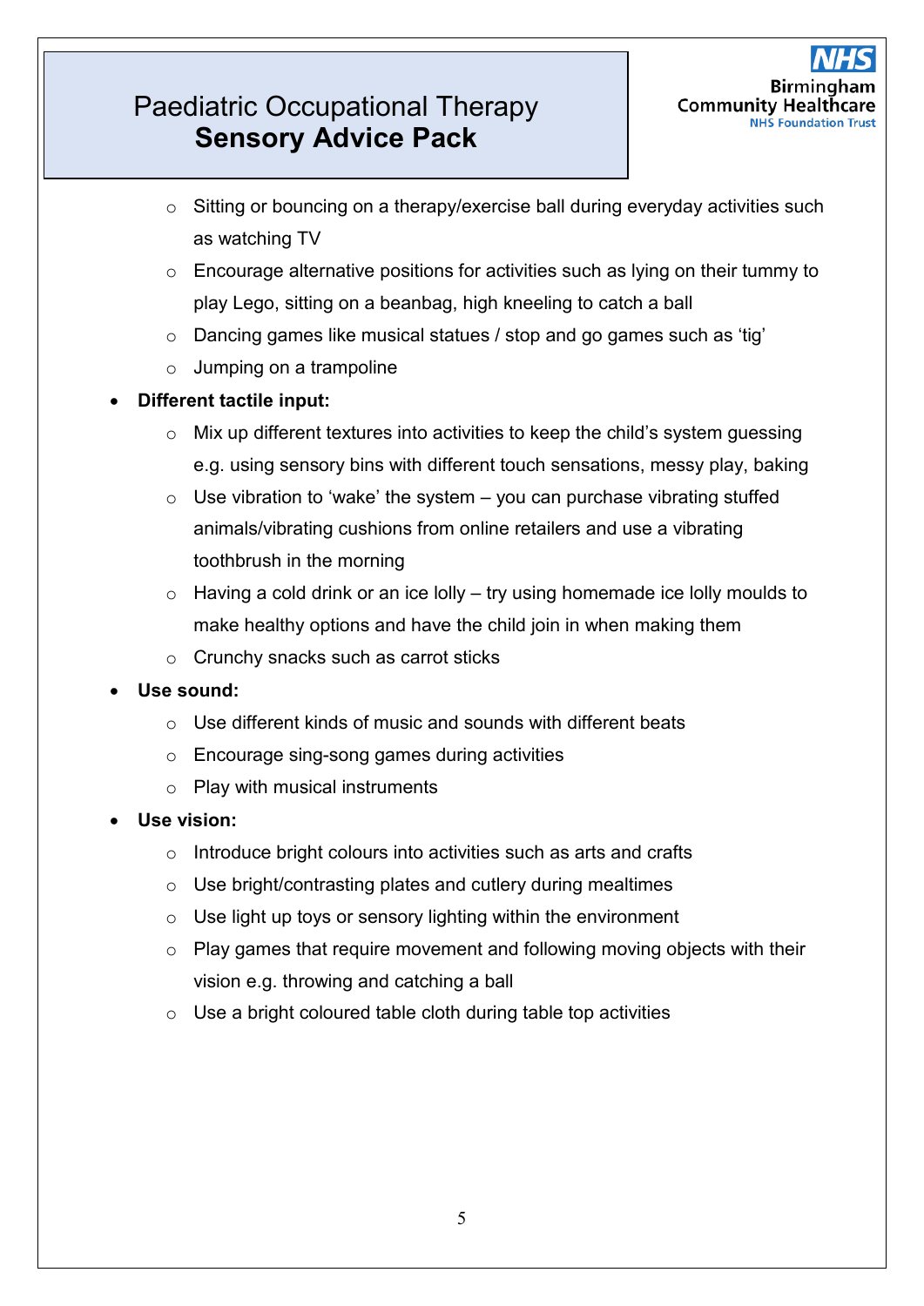- Sitting or bouncing on a therapy/exercise ball during everyday activities such as watching TV
  - Encourage alternative positions for activities such as lying on their tummy to play Lego, sitting on a beanbag, high kneeling to catch a ball
  - Dancing games like musical statues / stop and go games such as 'tig'
  - Jumping on a trampoline
- **Different tactile input:**
  - Mix up different textures into activities to keep the child's system guessing e.g. using sensory bins with different touch sensations, messy play, baking
  - Use vibration to 'wake' the system – you can purchase vibrating stuffed animals/vibrating cushions from online retailers and use a vibrating toothbrush in the morning
  - Having a cold drink or an ice lolly – try using homemade ice lolly moulds to make healthy options and have the child join in when making them
  - Crunchy snacks such as carrot sticks
- **Use sound:**
  - Use different kinds of music and sounds with different beats
  - Encourage sing-song games during activities
  - Play with musical instruments
- **Use vision:**
  - Introduce bright colours into activities such as arts and crafts
  - Use bright/contrasting plates and cutlery during mealtimes
  - Use light up toys or sensory lighting within the environment
  - Play games that require movement and following moving objects with their vision e.g. throwing and catching a ball
  - Use a bright coloured table cloth during table top activities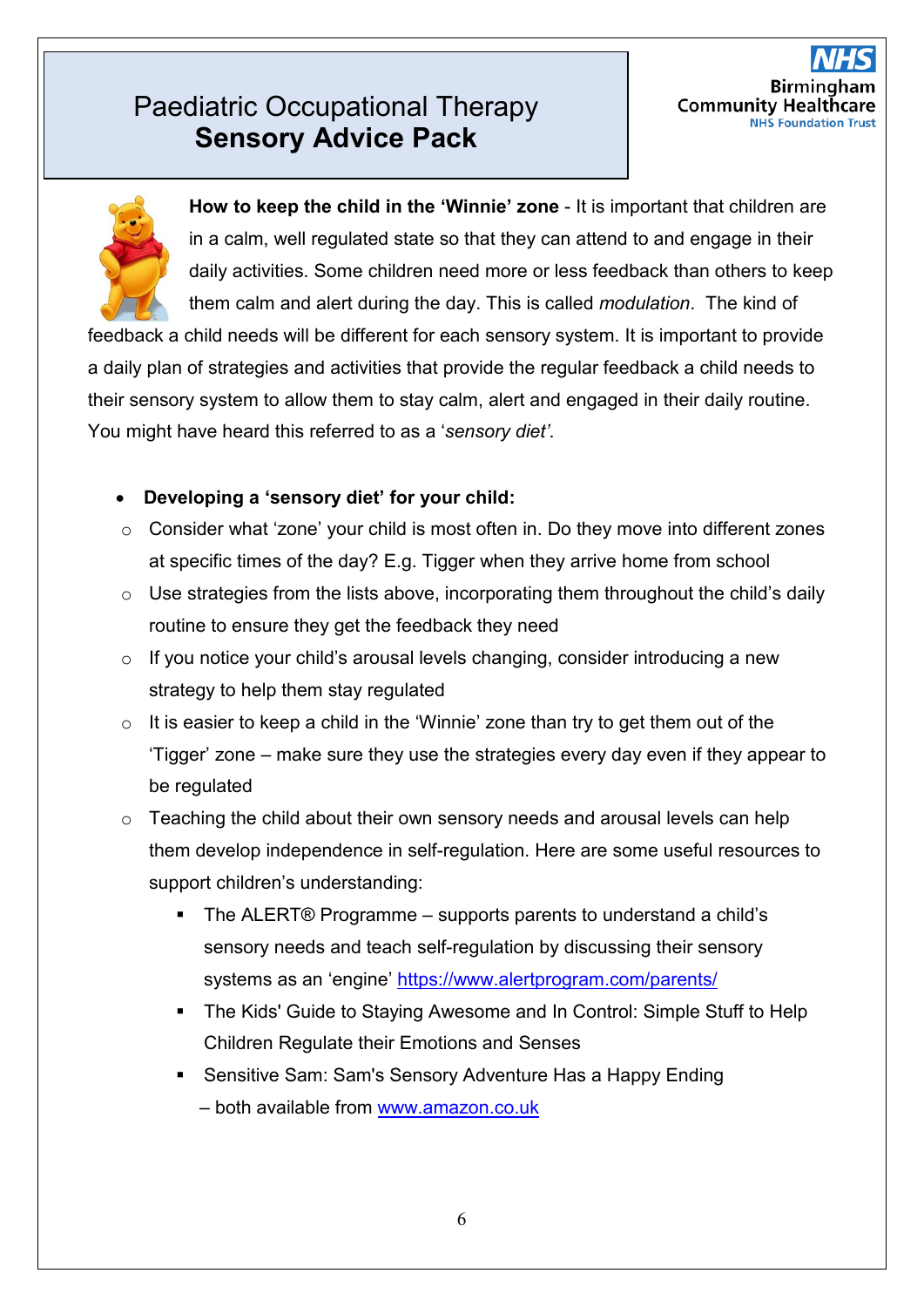# Paediatric Occupational Therapy
## Sensory Advice Pack

Birmingham Community Healthcare NHS Foundation Trust

**How to keep the child in the 'Winnie' zone** - It is important that children are in a calm, well regulated state so that they can attend to and engage in their daily activities. Some children need more or less feedback than others to keep them calm and alert during the day. This is called *modulation*. The kind of feedback a child needs will be different for each sensory system. It is important to provide a daily plan of strategies and activities that provide the regular feedback a child needs to their sensory system to allow them to stay calm, alert and engaged in their daily routine. You might have heard this referred to as a '*sensory diet'*.

- **Developing a 'sensory diet' for your child:**
  - Consider what 'zone' your child is most often in. Do they move into different zones at specific times of the day? E.g. Tigger when they arrive home from school
  - Use strategies from the lists above, incorporating them throughout the child's daily routine to ensure they get the feedback they need
  - If you notice your child's arousal levels changing, consider introducing a new strategy to help them stay regulated
  - It is easier to keep a child in the 'Winnie' zone than try to get them out of the 'Tigger' zone – make sure they use the strategies every day even if they appear to be regulated
  - Teaching the child about their own sensory needs and arousal levels can help them develop independence in self-regulation. Here are some useful resources to support children's understanding:
    - The ALERT® Programme – supports parents to understand a child's sensory needs and teach self-regulation by discussing their sensory systems as an 'engine' https://www.alertprogram.com/parents/
    - The Kids' Guide to Staying Awesome and In Control: Simple Stuff to Help Children Regulate their Emotions and Senses
    - Sensitive Sam: Sam's Sensory Adventure Has a Happy Ending

    – both available from www.amazon.co.uk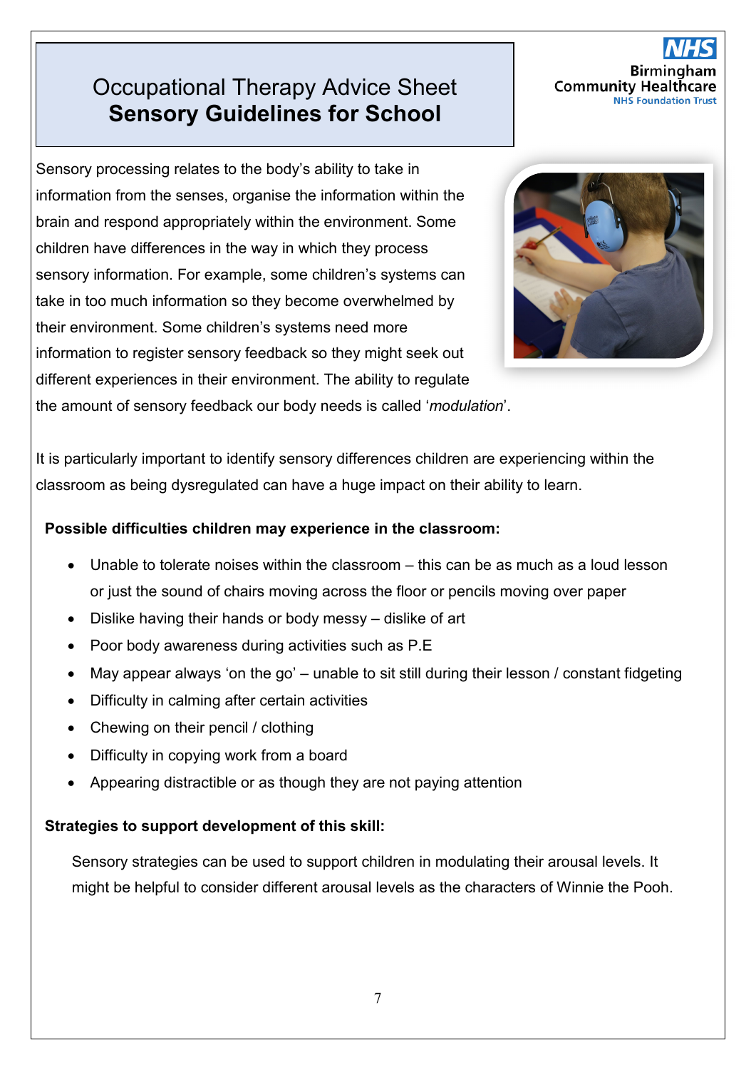# Occupational Therapy Advice Sheet
# **Sensory Guidelines for School**

Birmingham Community Healthcare NHS Foundation Trust

Sensory processing relates to the body's ability to take in information from the senses, organise the information within the brain and respond appropriately within the environment. Some children have differences in the way in which they process sensory information. For example, some children's systems can take in too much information so they become overwhelmed by their environment. Some children's systems need more information to register sensory feedback so they might seek out different experiences in their environment. The ability to regulate the amount of sensory feedback our body needs is called '*modulation*'.

It is particularly important to identify sensory differences children are experiencing within the classroom as being dysregulated can have a huge impact on their ability to learn.

**Possible difficulties children may experience in the classroom:**

- Unable to tolerate noises within the classroom – this can be as much as a loud lesson or just the sound of chairs moving across the floor or pencils moving over paper
- Dislike having their hands or body messy – dislike of art
- Poor body awareness during activities such as P.E
- May appear always 'on the go' – unable to sit still during their lesson / constant fidgeting
- Difficulty in calming after certain activities
- Chewing on their pencil / clothing
- Difficulty in copying work from a board
- Appearing distractible or as though they are not paying attention

**Strategies to support development of this skill:**

Sensory strategies can be used to support children in modulating their arousal levels. It might be helpful to consider different arousal levels as the characters of Winnie the Pooh.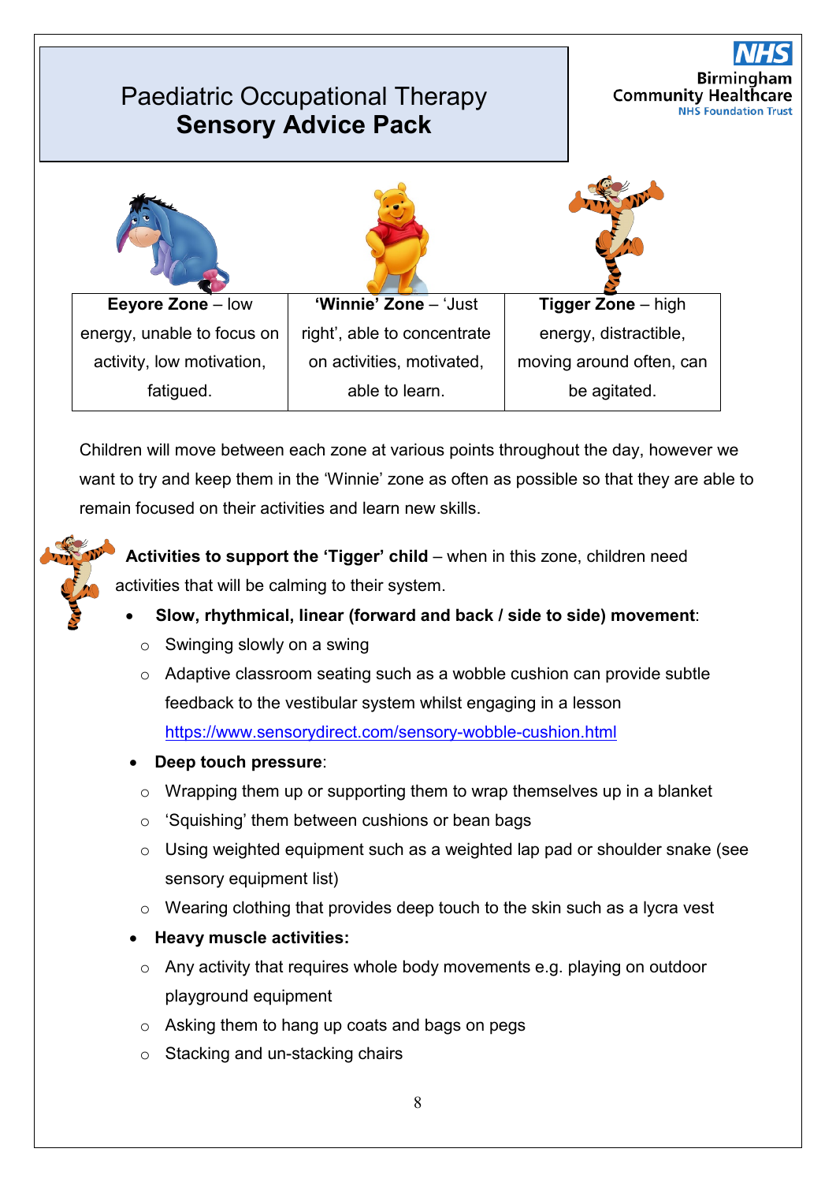# Paediatric Occupational Therapy
# **Sensory Advice Pack**

Birmingham Community Healthcare NHS Foundation Trust

| | | |
|---|---|---|
| **Eeyore Zone** – low energy, unable to focus on activity, low motivation, fatigued. | **'Winnie' Zone** – 'Just right', able to concentrate on activities, motivated, able to learn. | **Tigger Zone** – high energy, distractible, moving around often, can be agitated. |

Children will move between each zone at various points throughout the day, however we want to try and keep them in the 'Winnie' zone as often as possible so that they are able to remain focused on their activities and learn new skills.

**Activities to support the 'Tigger' child** – when in this zone, children need activities that will be calming to their system.

- **Slow, rhythmical, linear (forward and back / side to side) movement**:
  - Swinging slowly on a swing
  - Adaptive classroom seating such as a wobble cushion can provide subtle feedback to the vestibular system whilst engaging in a lesson https://www.sensorydirect.com/sensory-wobble-cushion.html
- **Deep touch pressure**:
  - Wrapping them up or supporting them to wrap themselves up in a blanket
  - 'Squishing' them between cushions or bean bags
  - Using weighted equipment such as a weighted lap pad or shoulder snake (see sensory equipment list)
  - Wearing clothing that provides deep touch to the skin such as a lycra vest
- **Heavy muscle activities:**
  - Any activity that requires whole body movements e.g. playing on outdoor playground equipment
  - Asking them to hang up coats and bags on pegs
  - Stacking and un-stacking chairs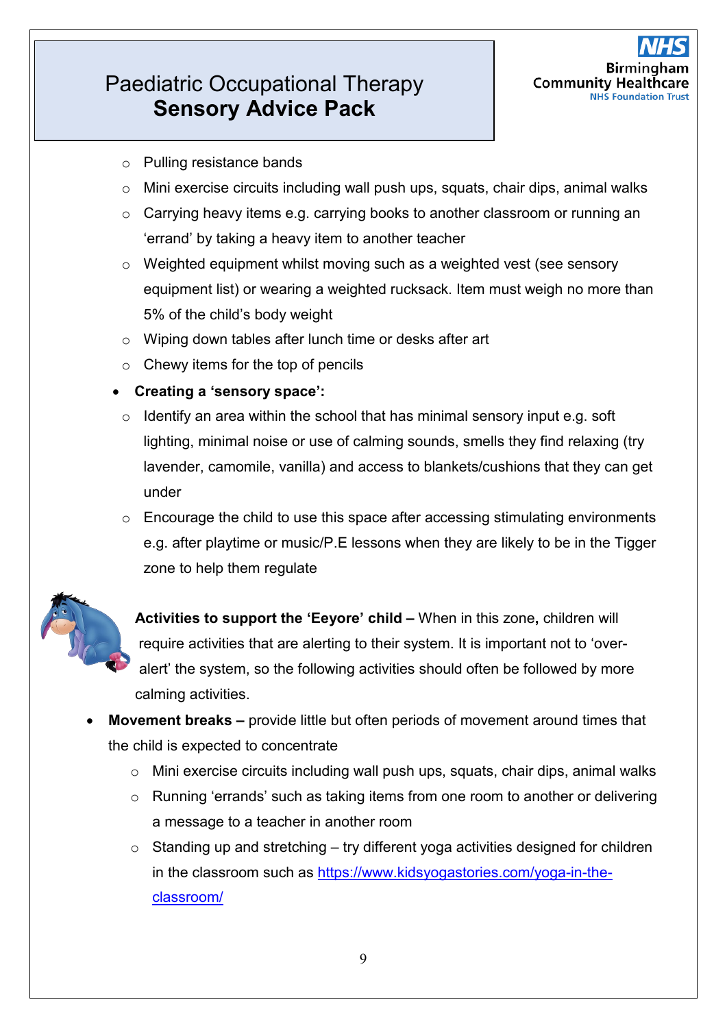- Pulling resistance bands
    - Mini exercise circuits including wall push ups, squats, chair dips, animal walks
    - Carrying heavy items e.g. carrying books to another classroom or running an 'errand' by taking a heavy item to another teacher
    - Weighted equipment whilst moving such as a weighted vest (see sensory equipment list) or wearing a weighted rucksack. Item must weigh no more than 5% of the child's body weight
    - Wiping down tables after lunch time or desks after art
    - Chewy items for the top of pencils
- **Creating a 'sensory space':**
    - Identify an area within the school that has minimal sensory input e.g. soft lighting, minimal noise or use of calming sounds, smells they find relaxing (try lavender, camomile, vanilla) and access to blankets/cushions that they can get under
    - Encourage the child to use this space after accessing stimulating environments e.g. after playtime or music/P.E lessons when they are likely to be in the Tigger zone to help them regulate

**Activities to support the 'Eeyore' child –** When in this zone**,** children will require activities that are alerting to their system. It is important not to 'over-alert' the system, so the following activities should often be followed by more calming activities.

- **Movement breaks –** provide little but often periods of movement around times that the child is expected to concentrate
    - Mini exercise circuits including wall push ups, squats, chair dips, animal walks
    - Running 'errands' such as taking items from one room to another or delivering a message to a teacher in another room
    - Standing up and stretching – try different yoga activities designed for children in the classroom such as [https://www.kidsyogastories.com/yoga-in-the-classroom/](https://www.kidsyogastories.com/yoga-in-the-classroom/)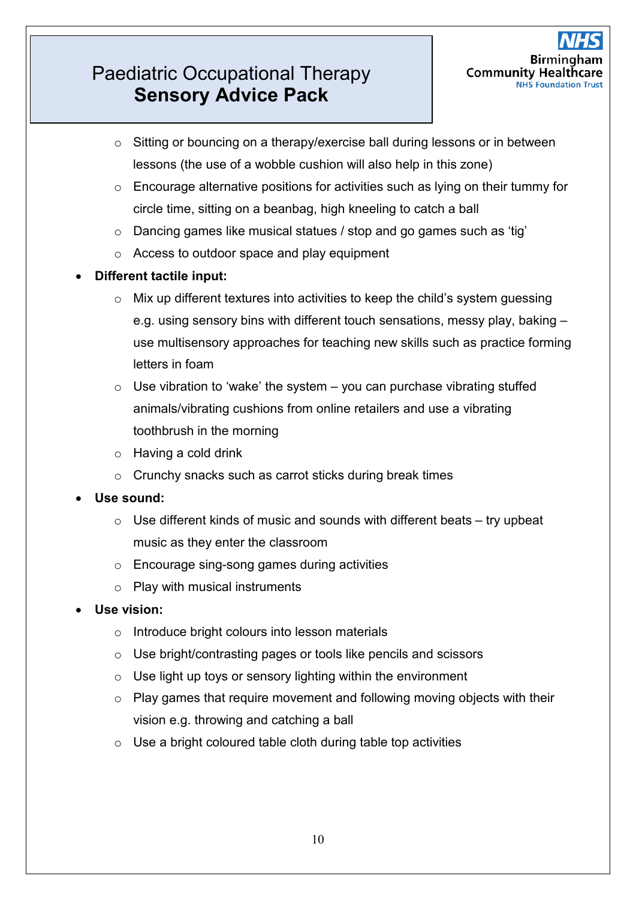- Sitting or bouncing on a therapy/exercise ball during lessons or in between lessons (the use of a wobble cushion will also help in this zone)
  - Encourage alternative positions for activities such as lying on their tummy for circle time, sitting on a beanbag, high kneeling to catch a ball
  - Dancing games like musical statues / stop and go games such as 'tig'
  - Access to outdoor space and play equipment
- **Different tactile input:**
  - Mix up different textures into activities to keep the child's system guessing e.g. using sensory bins with different touch sensations, messy play, baking – use multisensory approaches for teaching new skills such as practice forming letters in foam
  - Use vibration to 'wake' the system – you can purchase vibrating stuffed animals/vibrating cushions from online retailers and use a vibrating toothbrush in the morning
  - Having a cold drink
  - Crunchy snacks such as carrot sticks during break times
- **Use sound:**
  - Use different kinds of music and sounds with different beats – try upbeat music as they enter the classroom
  - Encourage sing-song games during activities
  - Play with musical instruments
- **Use vision:**
  - Introduce bright colours into lesson materials
  - Use bright/contrasting pages or tools like pencils and scissors
  - Use light up toys or sensory lighting within the environment
  - Play games that require movement and following moving objects with their vision e.g. throwing and catching a ball
  - Use a bright coloured table cloth during table top activities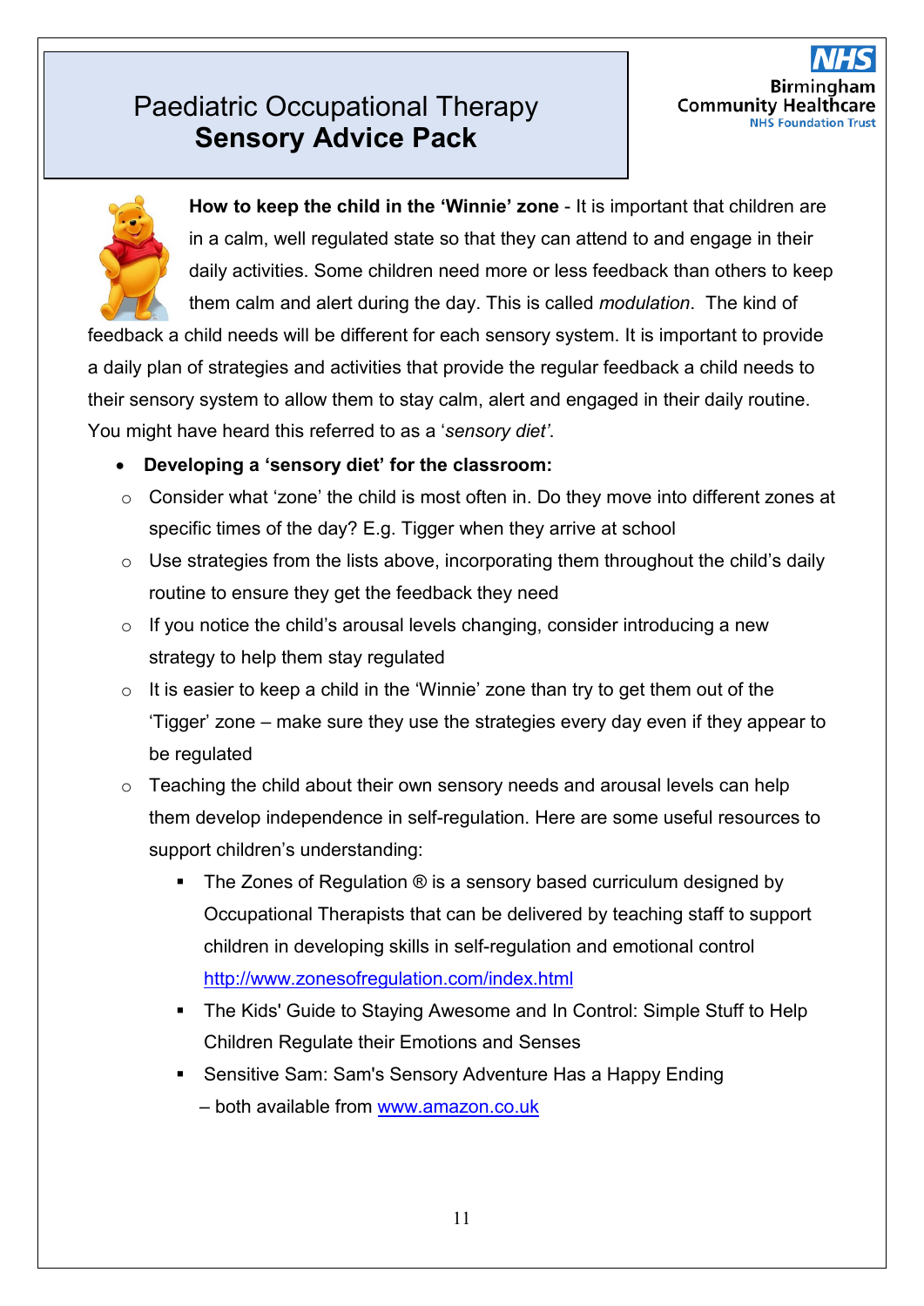**How to keep the child in the 'Winnie' zone** - It is important that children are in a calm, well regulated state so that they can attend to and engage in their daily activities. Some children need more or less feedback than others to keep them calm and alert during the day. This is called *modulation*. The kind of feedback a child needs will be different for each sensory system. It is important to provide a daily plan of strategies and activities that provide the regular feedback a child needs to their sensory system to allow them to stay calm, alert and engaged in their daily routine. You might have heard this referred to as a '*sensory diet'*.

- **Developing a 'sensory diet' for the classroom:**
  - Consider what 'zone' the child is most often in. Do they move into different zones at specific times of the day? E.g. Tigger when they arrive at school
  - Use strategies from the lists above, incorporating them throughout the child's daily routine to ensure they get the feedback they need
  - If you notice the child's arousal levels changing, consider introducing a new strategy to help them stay regulated
  - It is easier to keep a child in the 'Winnie' zone than try to get them out of the 'Tigger' zone – make sure they use the strategies every day even if they appear to be regulated
  - Teaching the child about their own sensory needs and arousal levels can help them develop independence in self-regulation. Here are some useful resources to support children's understanding:
    - The Zones of Regulation ® is a sensory based curriculum designed by Occupational Therapists that can be delivered by teaching staff to support children in developing skills in self-regulation and emotional control http://www.zonesofregulation.com/index.html
    - The Kids' Guide to Staying Awesome and In Control: Simple Stuff to Help Children Regulate their Emotions and Senses
    - Sensitive Sam: Sam's Sensory Adventure Has a Happy Ending

    – both available from www.amazon.co.uk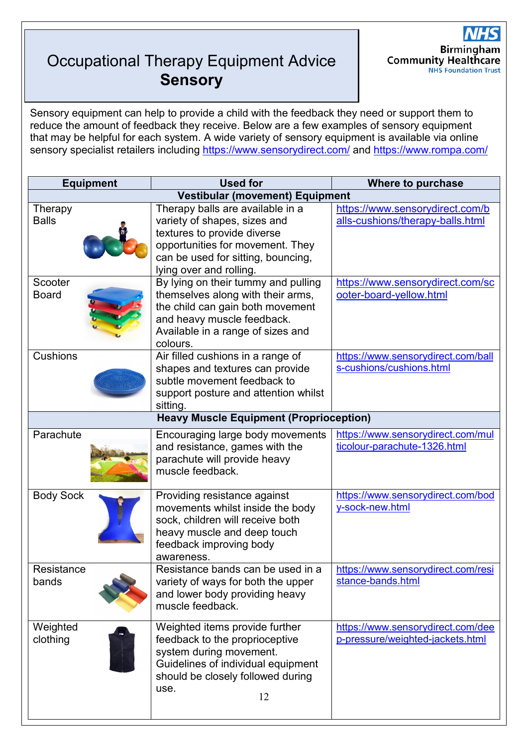# Occupational Therapy Equipment Advice
## Sensory

Birmingham Community Healthcare NHS Foundation Trust

Sensory equipment can help to provide a child with the feedback they need or support them to reduce the amount of feedback they receive. Below are a few examples of sensory equipment that may be helpful for each system. A wide variety of sensory equipment is available via online sensory specialist retailers including https://www.sensorydirect.com/ and https://www.rompa.com/

| Equipment | Used for | Where to purchase |
|---|---|---|
| **Vestibular (movement) Equipment** | | |
| Therapy Balls | Therapy balls are available in a variety of shapes, sizes and textures to provide diverse opportunities for movement. They can be used for sitting, bouncing, lying over and rolling. | https://www.sensorydirect.com/balls-cushions/therapy-balls.html |
| Scooter Board | By lying on their tummy and pulling themselves along with their arms, the child can gain both movement and heavy muscle feedback. Available in a range of sizes and colours. | https://www.sensorydirect.com/scooter-board-yellow.html |
| Cushions | Air filled cushions in a range of shapes and textures can provide subtle movement feedback to support posture and attention whilst sitting. | https://www.sensorydirect.com/balls-cushions/cushions.html |
| **Heavy Muscle Equipment (Proprioception)** | | |
| Parachute | Encouraging large body movements and resistance, games with the parachute will provide heavy muscle feedback. | https://www.sensorydirect.com/multicolour-parachute-1326.html |
| Body Sock | Providing resistance against movements whilst inside the body sock, children will receive both heavy muscle and deep touch feedback improving body awareness. | https://www.sensorydirect.com/body-sock-new.html |
| Resistance bands | Resistance bands can be used in a variety of ways for both the upper and lower body providing heavy muscle feedback. | https://www.sensorydirect.com/resistance-bands.html |
| Weighted clothing | Weighted items provide further feedback to the proprioceptive system during movement. Guidelines of individual equipment should be closely followed during use. | https://www.sensorydirect.com/deep-pressure/weighted-jackets.html |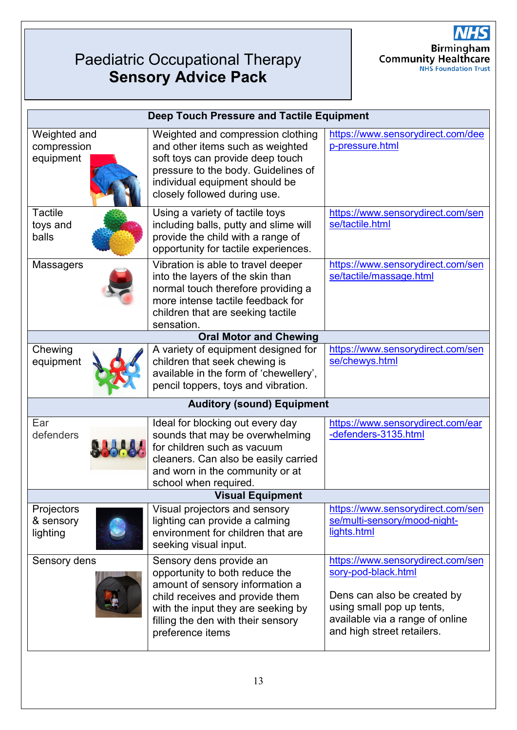# Paediatric Occupational Therapy
# **Sensory Advice Pack**

Birmingham Community Healthcare NHS Foundation Trust

| | | |
|---|---|---|
| **Deep Touch Pressure and Tactile Equipment** | | |
| Weighted and compression equipment | Weighted and compression clothing and other items such as weighted soft toys can provide deep touch pressure to the body. Guidelines of individual equipment should be closely followed during use. | https://www.sensorydirect.com/deep-pressure.html |
| Tactile toys and balls | Using a variety of tactile toys including balls, putty and slime will provide the child with a range of opportunity for tactile experiences. | https://www.sensorydirect.com/sense/tactile.html |
| Massagers | Vibration is able to travel deeper into the layers of the skin than normal touch therefore providing a more intense tactile feedback for children that are seeking tactile sensation. | https://www.sensorydirect.com/sense/tactile/massage.html |
| **Oral Motor and Chewing** | | |
| Chewing equipment | A variety of equipment designed for children that seek chewing is available in the form of 'chewellery', pencil toppers, toys and vibration. | https://www.sensorydirect.com/sense/chewys.html |
| **Auditory (sound) Equipment** | | |
| Ear defenders | Ideal for blocking out every day sounds that may be overwhelming for children such as vacuum cleaners. Can also be easily carried and worn in the community or at school when required. | https://www.sensorydirect.com/ear-defenders-3135.html |
| **Visual Equipment** | | |
| Projectors & sensory lighting | Visual projectors and sensory lighting can provide a calming environment for children that are seeking visual input. | https://www.sensorydirect.com/sense/multi-sensory/mood-night-lights.html |
| Sensory dens | Sensory dens provide an opportunity to both reduce the amount of sensory information a child receives and provide them with the input they are seeking by filling the den with their sensory preference items | https://www.sensorydirect.com/sensory-pod-black.html<br><br>Dens can also be created by using small pop up tents, available via a range of online and high street retailers. |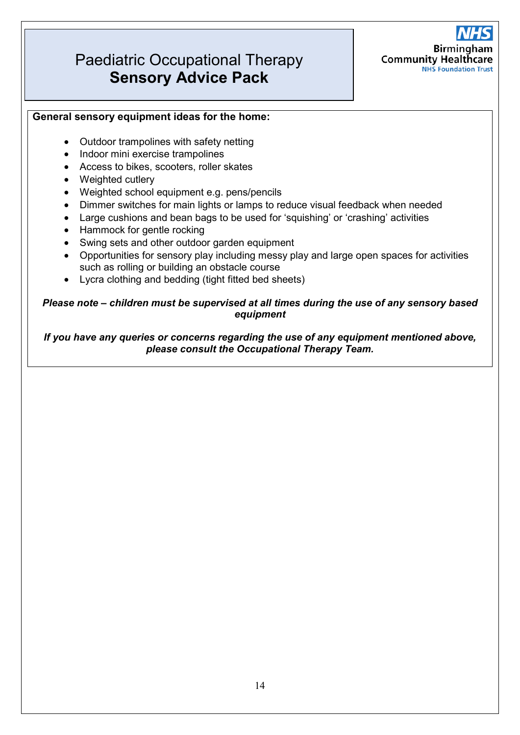# Paediatric Occupational Therapy
## Sensory Advice Pack

Birmingham Community Healthcare NHS Foundation Trust

**General sensory equipment ideas for the home:**

- Outdoor trampolines with safety netting
- Indoor mini exercise trampolines
- Access to bikes, scooters, roller skates
- Weighted cutlery
- Weighted school equipment e.g. pens/pencils
- Dimmer switches for main lights or lamps to reduce visual feedback when needed
- Large cushions and bean bags to be used for 'squishing' or 'crashing' activities
- Hammock for gentle rocking
- Swing sets and other outdoor garden equipment
- Opportunities for sensory play including messy play and large open spaces for activities such as rolling or building an obstacle course
- Lycra clothing and bedding (tight fitted bed sheets)

***Please note – children must be supervised at all times during the use of any sensory based equipment***

***If you have any queries or concerns regarding the use of any equipment mentioned above, please consult the Occupational Therapy Team.***